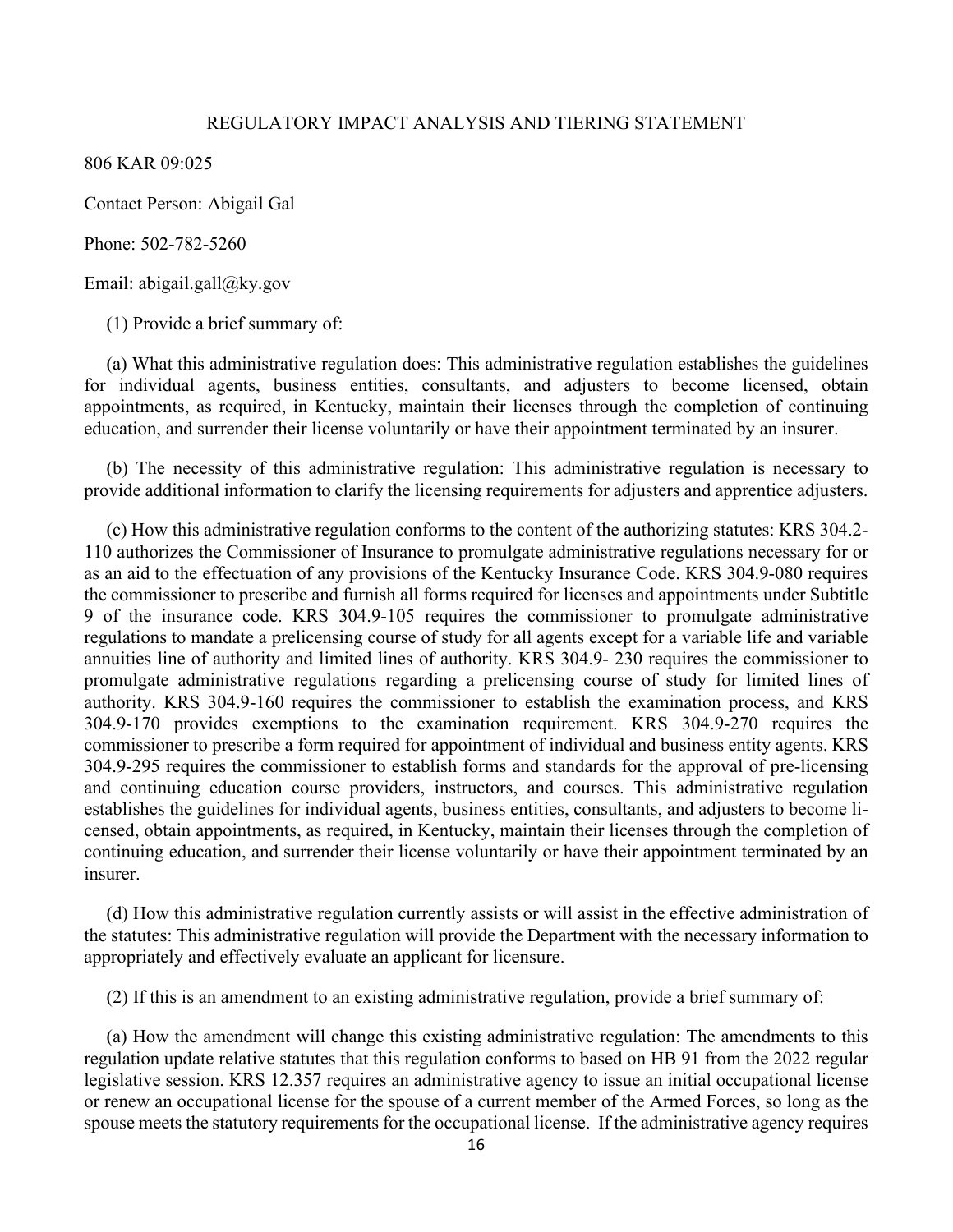# REGULATORY IMPACT ANALYSIS AND TIERING STATEMENT

806 KAR 09:025

Contact Person: Abigail Gal

Phone: 502-782-5260

Email: abigail.gall@ky.gov

(1) Provide a brief summary of:

(a) What this administrative regulation does: This administrative regulation establishes the guidelines for individual agents, business entities, consultants, and adjusters to become licensed, obtain appointments, as required, in Kentucky, maintain their licenses through the completion of continuing education, and surrender their license voluntarily or have their appointment terminated by an insurer.

(b) The necessity of this administrative regulation: This administrative regulation is necessary to provide additional information to clarify the licensing requirements for adjusters and apprentice adjusters.

(c) How this administrative regulation conforms to the content of the authorizing statutes: KRS 304.2-110 authorizes the Commissioner of Insurance to promulgate administrative regulations necessary for or as an aid to the effectuation of any provisions of the Kentucky Insurance Code. KRS 304.9-080 requires the commissioner to prescribe and furnish all forms required for licenses and appointments under Subtitle 9 of the insurance code. KRS 304.9-105 requires the commissioner to promulgate administrative regulations to mandate a prelicensing course of study for all agents except for a variable life and variable annuities line of authority and limited lines of authority. KRS 304.9- 230 requires the commissioner to promulgate administrative regulations regarding a prelicensing course of study for limited lines of authority. KRS 304.9-160 requires the commissioner to establish the examination process, and KRS 304.9-170 provides exemptions to the examination requirement. KRS 304.9-270 requires the commissioner to prescribe a form required for appointment of individual and business entity agents. KRS 304.9-295 requires the commissioner to establish forms and standards for the approval of pre-licensing and continuing education course providers, instructors, and courses. This administrative regulation establishes the guidelines for individual agents, business entities, consultants, and adjusters to become licensed, obtain appointments, as required, in Kentucky, maintain their licenses through the completion of continuing education, and surrender their license voluntarily or have their appointment terminated by an insurer.

(d) How this administrative regulation currently assists or will assist in the effective administration of the statutes: This administrative regulation will provide the Department with the necessary information to appropriately and effectively evaluate an applicant for licensure.

(2) If this is an amendment to an existing administrative regulation, provide a brief summary of:

(a) How the amendment will change this existing administrative regulation: The amendments to this regulation update relative statutes that this regulation conforms to based on HB 91 from the 2022 regular legislative session. KRS 12.357 requires an administrative agency to issue an initial occupational license or renew an occupational license for the spouse of a current member of the Armed Forces, so long as the spouse meets the statutory requirements for the occupational license. If the administrative agency requires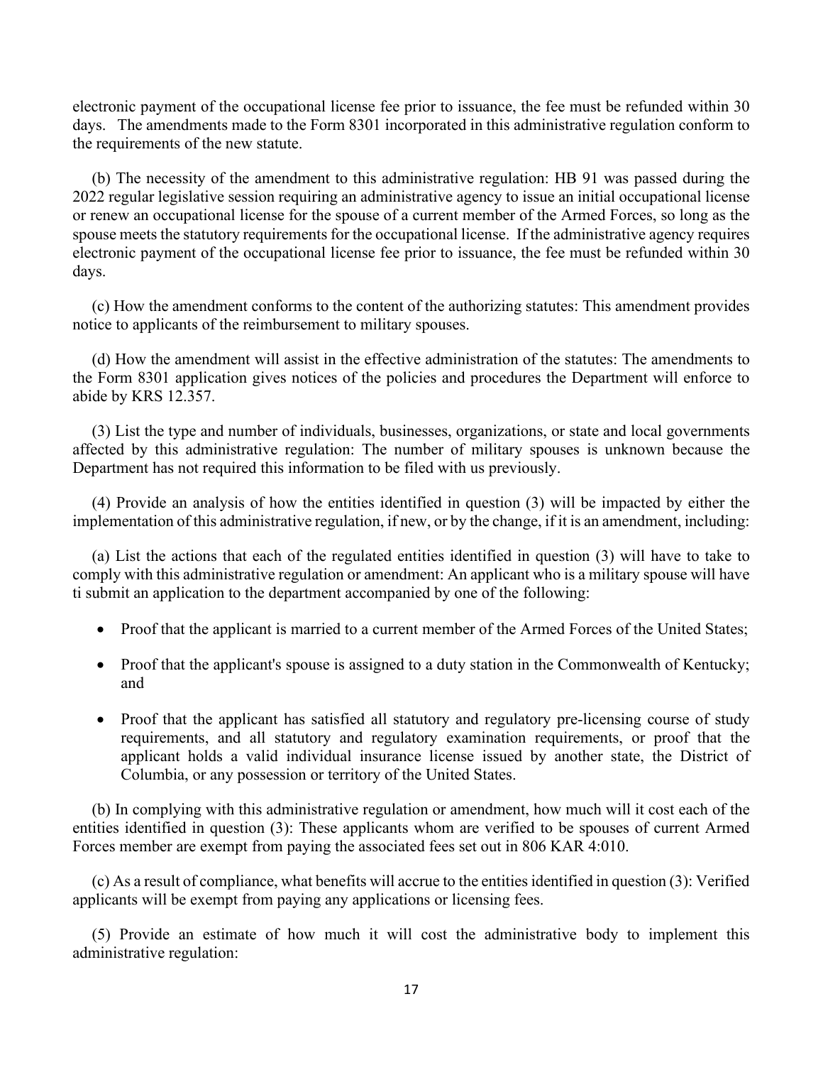electronic payment of the occupational license fee prior to issuance, the fee must be refunded within 30 days. The amendments made to the Form 8301 incorporated in this administrative regulation conform to the requirements of the new statute.

(b) The necessity of the amendment to this administrative regulation: HB 91 was passed during the 2022 regular legislative session requiring an administrative agency to issue an initial occupational license or renew an occupational license for the spouse of a current member of the Armed Forces, so long as the spouse meets the statutory requirements for the occupational license. If the administrative agency requires electronic payment of the occupational license fee prior to issuance, the fee must be refunded within 30 days.

(c) How the amendment conforms to the content of the authorizing statutes: This amendment provides notice to applicants of the reimbursement to military spouses.

(d) How the amendment will assist in the effective administration of the statutes: The amendments to the Form 8301 application gives notices of the policies and procedures the Department will enforce to abide by KRS 12.357.

(3) List the type and number of individuals, businesses, organizations, or state and local governments affected by this administrative regulation: The number of military spouses is unknown because the Department has not required this information to be filed with us previously.

(4) Provide an analysis of how the entities identified in question (3) will be impacted by either the implementation of this administrative regulation, if new, or by the change, if it is an amendment, including:

(a) List the actions that each of the regulated entities identified in question (3) will have to take to comply with this administrative regulation or amendment: An applicant who is a military spouse will have ti submit an application to the department accompanied by one of the following:

- Proof that the applicant is married to a current member of the Armed Forces of the United States;
- Proof that the applicant's spouse is assigned to a duty station in the Commonwealth of Kentucky; and
- Proof that the applicant has satisfied all statutory and regulatory pre-licensing course of study requirements, and all statutory and regulatory examination requirements, or proof that the applicant holds a valid individual insurance license issued by another state, the District of Columbia, or any possession or territory of the United States.

(b) In complying with this administrative regulation or amendment, how much will it cost each of the entities identified in question (3): These applicants whom are verified to be spouses of current Armed Forces member are exempt from paying the associated fees set out in 806 KAR 4:010.

(c) As a result of compliance, what benefits will accrue to the entities identified in question (3): Verified applicants will be exempt from paying any applications or licensing fees.

(5) Provide an estimate of how much it will cost the administrative body to implement this administrative regulation: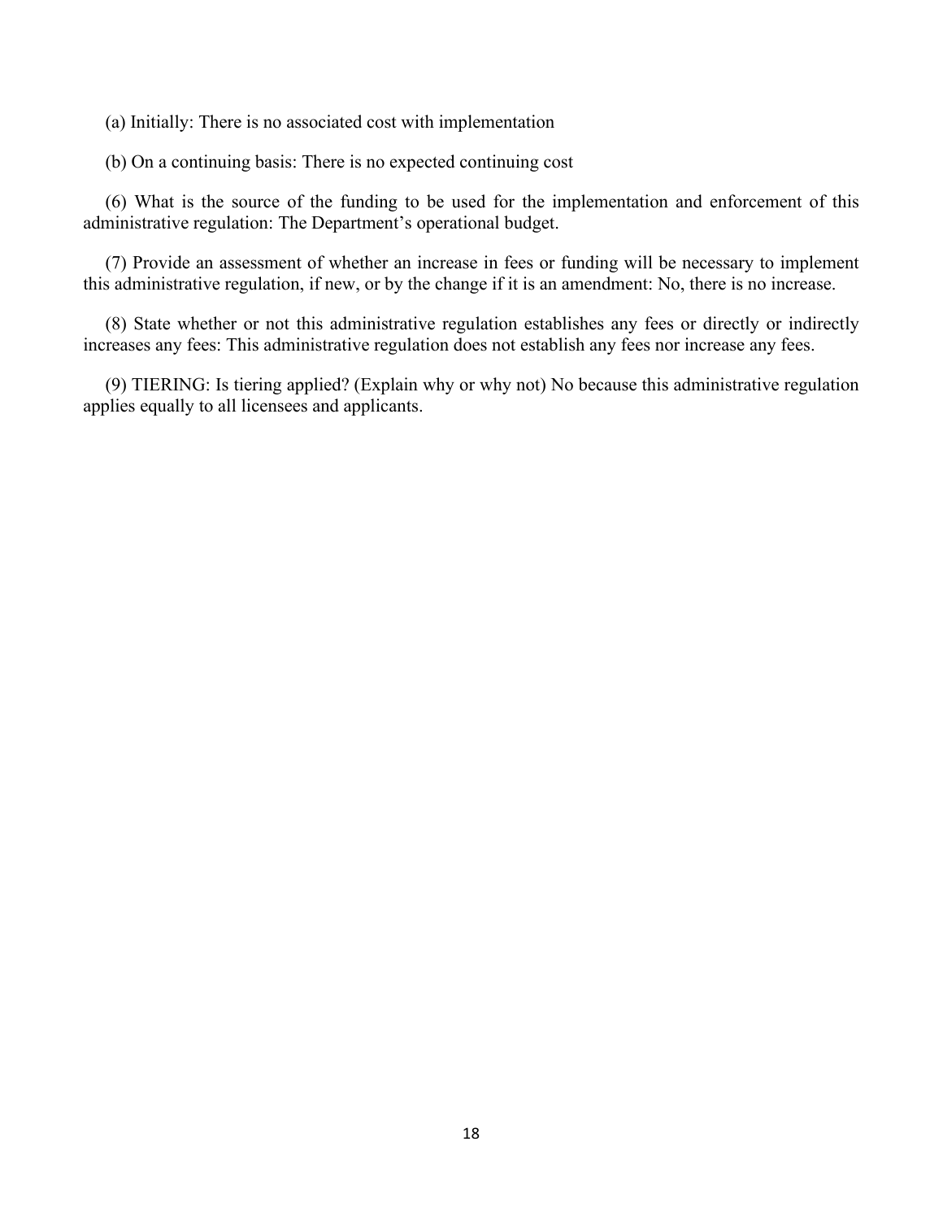(a) Initially: There is no associated cost with implementation

(b) On a continuing basis: There is no expected continuing cost

(6) What is the source of the funding to be used for the implementation and enforcement of this administrative regulation: The Department's operational budget.

(7) Provide an assessment of whether an increase in fees or funding will be necessary to implement this administrative regulation, if new, or by the change if it is an amendment: No, there is no increase.

(8) State whether or not this administrative regulation establishes any fees or directly or indirectly increases any fees: This administrative regulation does not establish any fees nor increase any fees.

(9) TIERING: Is tiering applied? (Explain why or why not) No because this administrative regulation applies equally to all licensees and applicants.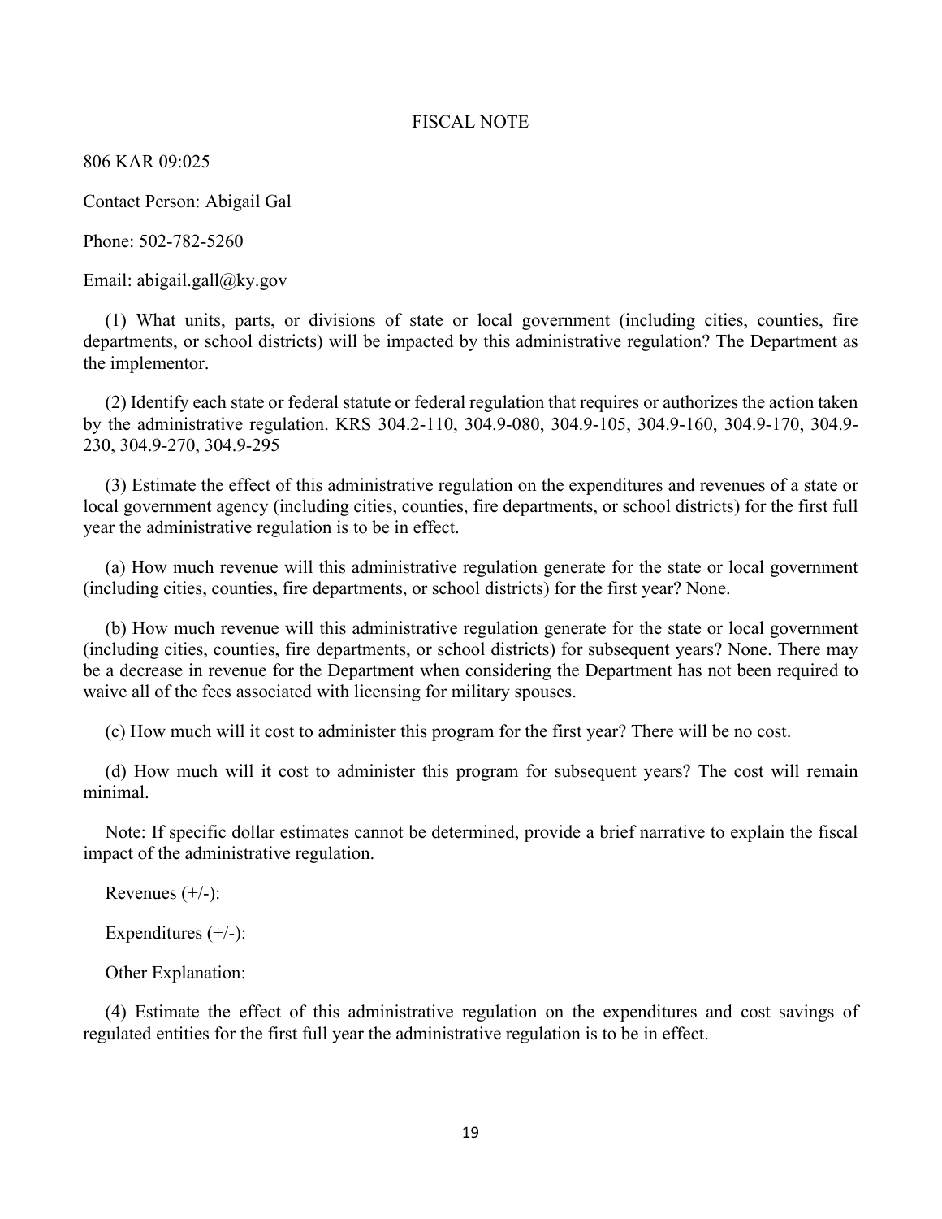# FISCAL NOTE

806 KAR 09:025

Contact Person: Abigail Gal

Phone: 502-782-5260

Email: abigail.gall@ky.gov

(1) What units, parts, or divisions of state or local government (including cities, counties, fire departments, or school districts) will be impacted by this administrative regulation? The Department as the implementor.

(2) Identify each state or federal statute or federal regulation that requires or authorizes the action taken by the administrative regulation. KRS 304.2-110, 304.9-080, 304.9-105, 304.9-160, 304.9-170, 304.9-230, 304.9-270, 304.9-295

(3) Estimate the effect of this administrative regulation on the expenditures and revenues of a state or local government agency (including cities, counties, fire departments, or school districts) for the first full year the administrative regulation is to be in effect.

(a) How much revenue will this administrative regulation generate for the state or local government (including cities, counties, fire departments, or school districts) for the first year? None.

(b) How much revenue will this administrative regulation generate for the state or local government (including cities, counties, fire departments, or school districts) for subsequent years? None. There may be a decrease in revenue for the Department when considering the Department has not been required to waive all of the fees associated with licensing for military spouses.

(c) How much will it cost to administer this program for the first year? There will be no cost.

(d) How much will it cost to administer this program for subsequent years? The cost will remain minimal.

Note: If specific dollar estimates cannot be determined, provide a brief narrative to explain the fiscal impact of the administrative regulation.

Revenues (+/-):

Expenditures (+/-):

Other Explanation:

(4) Estimate the effect of this administrative regulation on the expenditures and cost savings of regulated entities for the first full year the administrative regulation is to be in effect.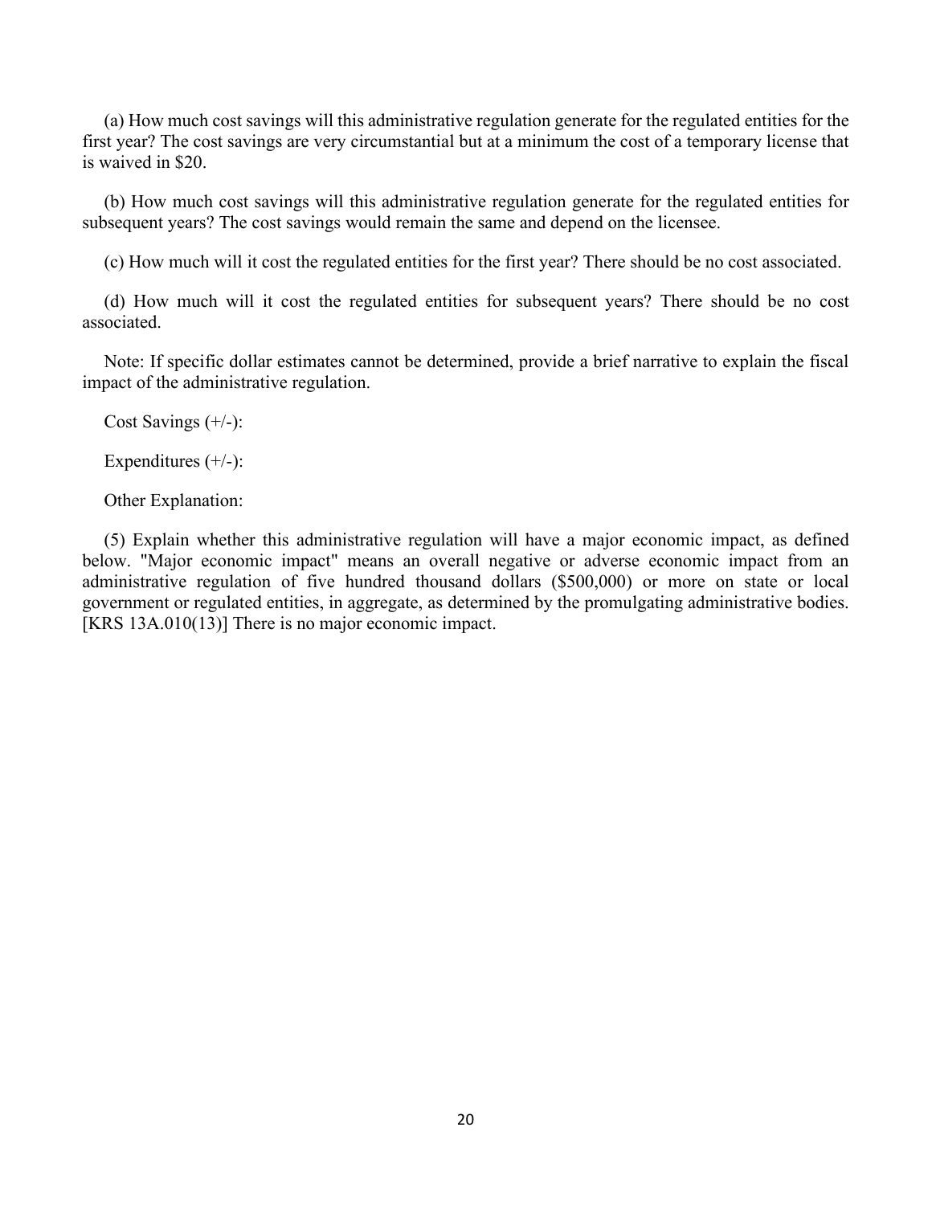(a) How much cost savings will this administrative regulation generate for the regulated entities for the first year? The cost savings are very circumstantial but at a minimum the cost of a temporary license that is waived in $20.

(b) How much cost savings will this administrative regulation generate for the regulated entities for subsequent years? The cost savings would remain the same and depend on the licensee.

(c) How much will it cost the regulated entities for the first year? There should be no cost associated.

(d) How much will it cost the regulated entities for subsequent years? There should be no cost associated.

Note: If specific dollar estimates cannot be determined, provide a brief narrative to explain the fiscal impact of the administrative regulation.

Cost Savings (+/-):

Expenditures (+/-):

Other Explanation:

(5) Explain whether this administrative regulation will have a major economic impact, as defined below. "Major economic impact" means an overall negative or adverse economic impact from an administrative regulation of five hundred thousand dollars ($500,000) or more on state or local government or regulated entities, in aggregate, as determined by the promulgating administrative bodies. [KRS 13A.010(13)] There is no major economic impact.